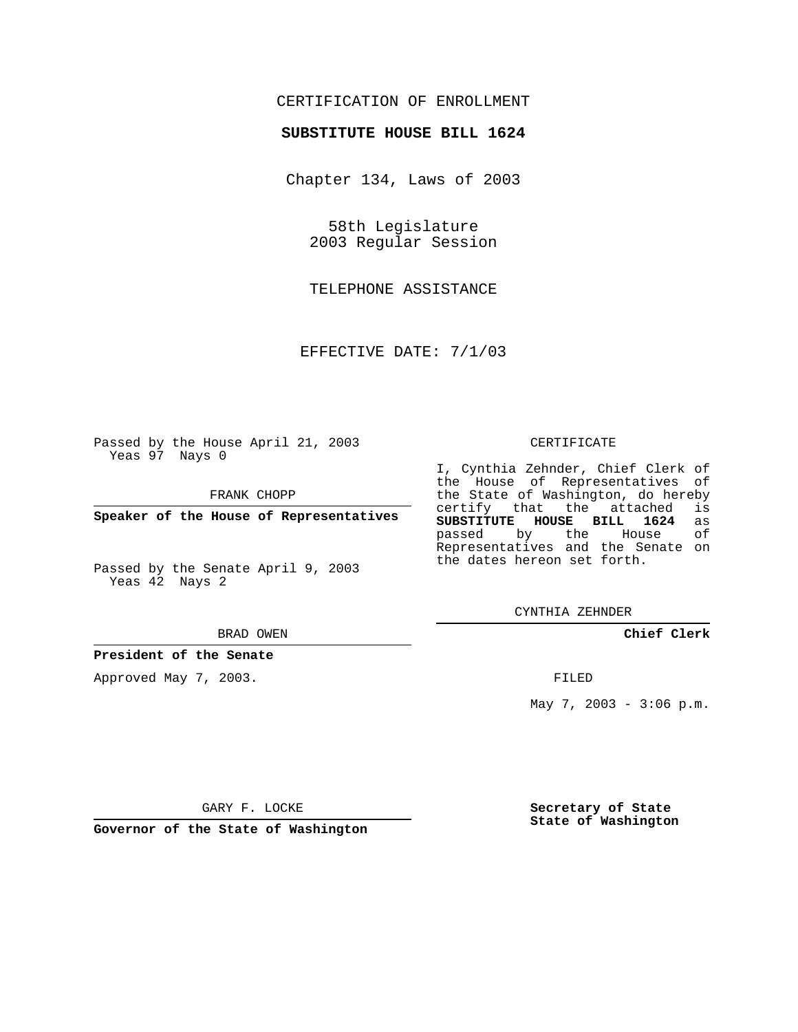CERTIFICATION OF ENROLLMENT

**SUBSTITUTE HOUSE BILL 1624**

Chapter 134, Laws of 2003

58th Legislature
2003 Regular Session

TELEPHONE ASSISTANCE

EFFECTIVE DATE: 7/1/03

Passed by the House April 21, 2003
Yeas 97 Nays 0

FRANK CHOPP

**Speaker of the House of Representatives**

Passed by the Senate April 9, 2003
Yeas 42 Nays 2

BRAD OWEN

**President of the Senate**

Approved May 7, 2003.

GARY F. LOCKE

**Governor of the State of Washington**

CERTIFICATE

I, Cynthia Zehnder, Chief Clerk of the House of Representatives of the State of Washington, do hereby certify that the attached is **SUBSTITUTE HOUSE BILL 1624** as passed by the House of Representatives and the Senate on the dates hereon set forth.

CYNTHIA ZEHNDER

**Chief Clerk**

FILED

May 7, 2003 - 3:06 p.m.

**Secretary of State**
**State of Washington**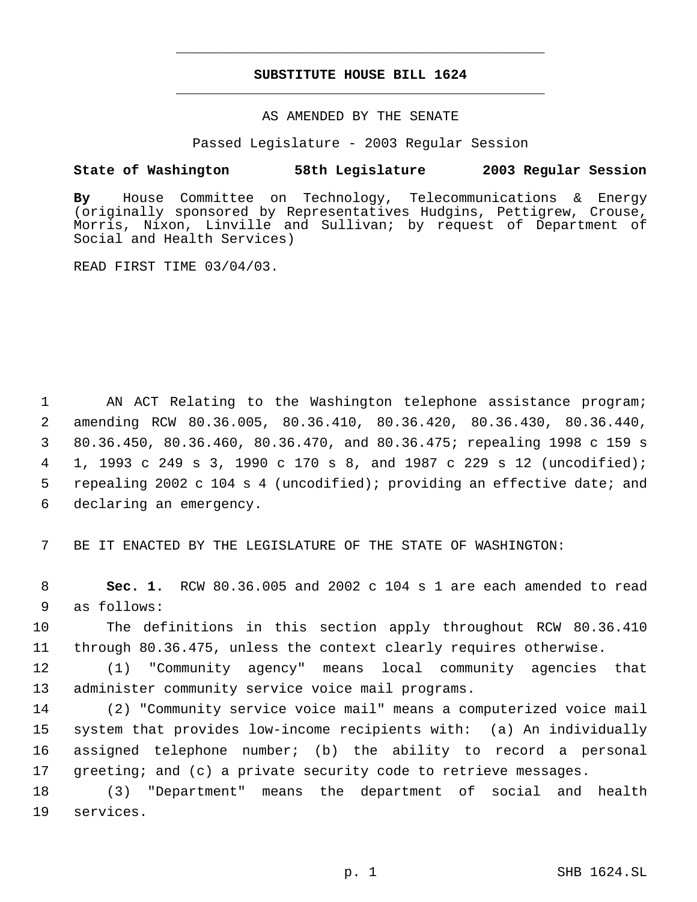# SUBSTITUTE HOUSE BILL 1624

AS AMENDED BY THE SENATE

Passed Legislature - 2003 Regular Session

**State of Washington 58th Legislature 2003 Regular Session**

**By** House Committee on Technology, Telecommunications & Energy (originally sponsored by Representatives Hudgins, Pettigrew, Crouse, Morris, Nixon, Linville and Sullivan; by request of Department of Social and Health Services)

READ FIRST TIME 03/04/03.

AN ACT Relating to the Washington telephone assistance program; amending RCW 80.36.005, 80.36.410, 80.36.420, 80.36.430, 80.36.440, 80.36.450, 80.36.460, 80.36.470, and 80.36.475; repealing 1998 c 159 s 1, 1993 c 249 s 3, 1990 c 170 s 8, and 1987 c 229 s 12 (uncodified); repealing 2002 c 104 s 4 (uncodified); providing an effective date; and declaring an emergency.

BE IT ENACTED BY THE LEGISLATURE OF THE STATE OF WASHINGTON:

**Sec. 1.** RCW 80.36.005 and 2002 c 104 s 1 are each amended to read as follows:

The definitions in this section apply throughout RCW 80.36.410 through 80.36.475, unless the context clearly requires otherwise.

(1) "Community agency" means local community agencies that administer community service voice mail programs.

(2) "Community service voice mail" means a computerized voice mail system that provides low-income recipients with: (a) An individually assigned telephone number; (b) the ability to record a personal greeting; and (c) a private security code to retrieve messages.

(3) "Department" means the department of social and health services.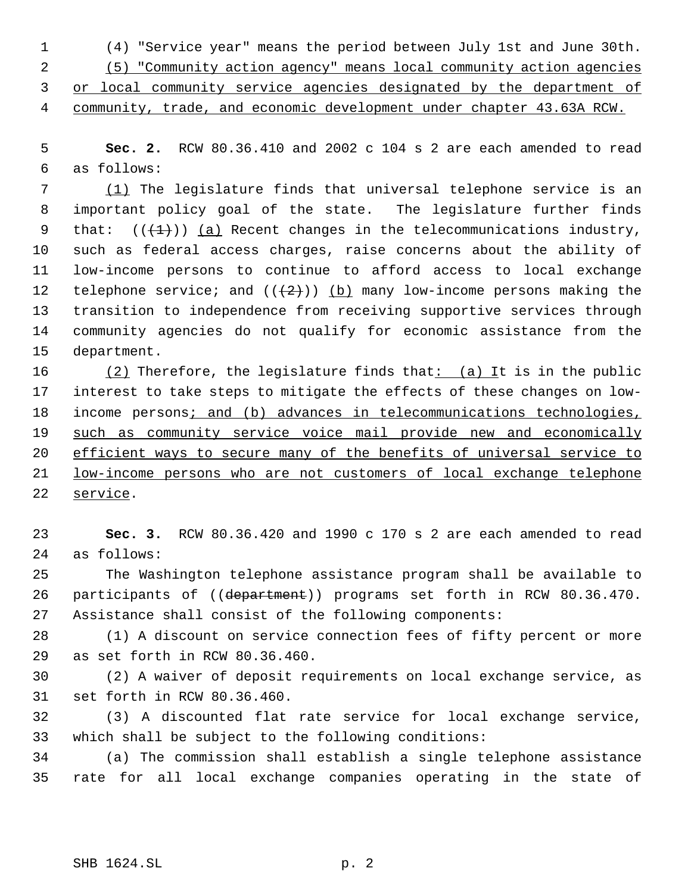(4) "Service year" means the period between July 1st and June 30th.

<u>(5) "Community action agency" means local community action agencies or local community service agencies designated by the department of community, trade, and economic development under chapter 43.63A RCW.</u>

**Sec. 2.** RCW 80.36.410 and 2002 c 104 s 2 are each amended to read as follows:

<u>(1)</u> The legislature finds that universal telephone service is an important policy goal of the state. The legislature further finds that: ((~~(1)~~)) <u>(a)</u> Recent changes in the telecommunications industry, such as federal access charges, raise concerns about the ability of low-income persons to continue to afford access to local exchange telephone service; and ((~~(2)~~)) <u>(b)</u> many low-income persons making the transition to independence from receiving supportive services through community agencies do not qualify for economic assistance from the department.

<u>(2)</u> Therefore, the legislature finds that<u>: (a) I</u>t is in the public interest to take steps to mitigate the effects of these changes on low-income persons<u>; and (b) advances in telecommunications technologies, such as community service voice mail provide new and economically efficient ways to secure many of the benefits of universal service to low-income persons who are not customers of local exchange telephone service</u>.

**Sec. 3.** RCW 80.36.420 and 1990 c 170 s 2 are each amended to read as follows:

The Washington telephone assistance program shall be available to participants of ((~~department~~)) programs set forth in RCW 80.36.470. Assistance shall consist of the following components:

(1) A discount on service connection fees of fifty percent or more as set forth in RCW 80.36.460.

(2) A waiver of deposit requirements on local exchange service, as set forth in RCW 80.36.460.

(3) A discounted flat rate service for local exchange service, which shall be subject to the following conditions:

(a) The commission shall establish a single telephone assistance rate for all local exchange companies operating in the state of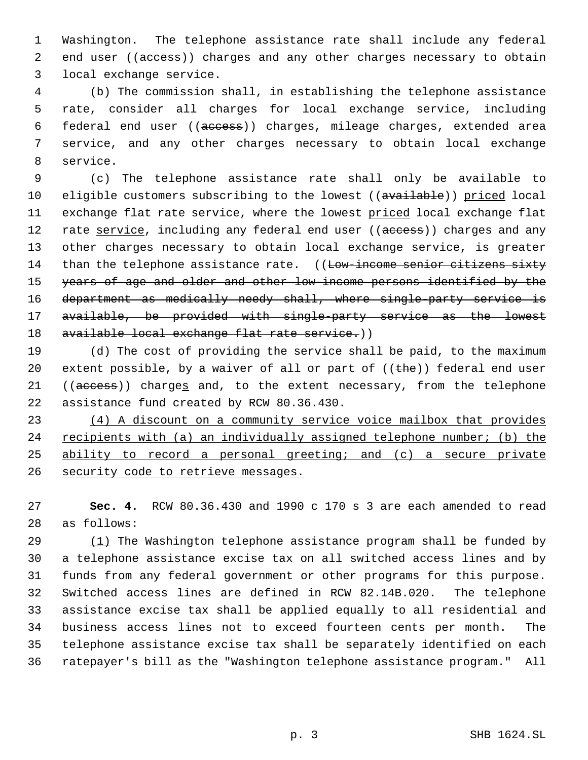Washington. The telephone assistance rate shall include any federal end user ((~~access~~)) charges and any other charges necessary to obtain local exchange service.

(b) The commission shall, in establishing the telephone assistance rate, consider all charges for local exchange service, including federal end user ((~~access~~)) charges, mileage charges, extended area service, and any other charges necessary to obtain local exchange service.

(c) The telephone assistance rate shall only be available to eligible customers subscribing to the lowest ((~~available~~)) <u>priced</u> local exchange flat rate service, where the lowest <u>priced</u> local exchange flat rate <u>service</u>, including any federal end user ((~~access~~)) charges and any other charges necessary to obtain local exchange service, is greater than the telephone assistance rate. ((~~Low-income senior citizens sixty years of age and older and other low-income persons identified by the department as medically needy shall, where single-party service is available, be provided with single-party service as the lowest available local exchange flat rate service.~~))

(d) The cost of providing the service shall be paid, to the maximum extent possible, by a waiver of all or part of ((~~the~~)) federal end user ((~~access~~)) charge<u>s</u> and, to the extent necessary, from the telephone assistance fund created by RCW 80.36.430.

<u>(4) A discount on a community service voice mailbox that provides recipients with (a) an individually assigned telephone number; (b) the ability to record a personal greeting; and (c) a secure private security code to retrieve messages.</u>

**Sec. 4.** RCW 80.36.430 and 1990 c 170 s 3 are each amended to read as follows:

<u>(1)</u> The Washington telephone assistance program shall be funded by a telephone assistance excise tax on all switched access lines and by funds from any federal government or other programs for this purpose. Switched access lines are defined in RCW 82.14B.020. The telephone assistance excise tax shall be applied equally to all residential and business access lines not to exceed fourteen cents per month. The telephone assistance excise tax shall be separately identified on each ratepayer's bill as the "Washington telephone assistance program." All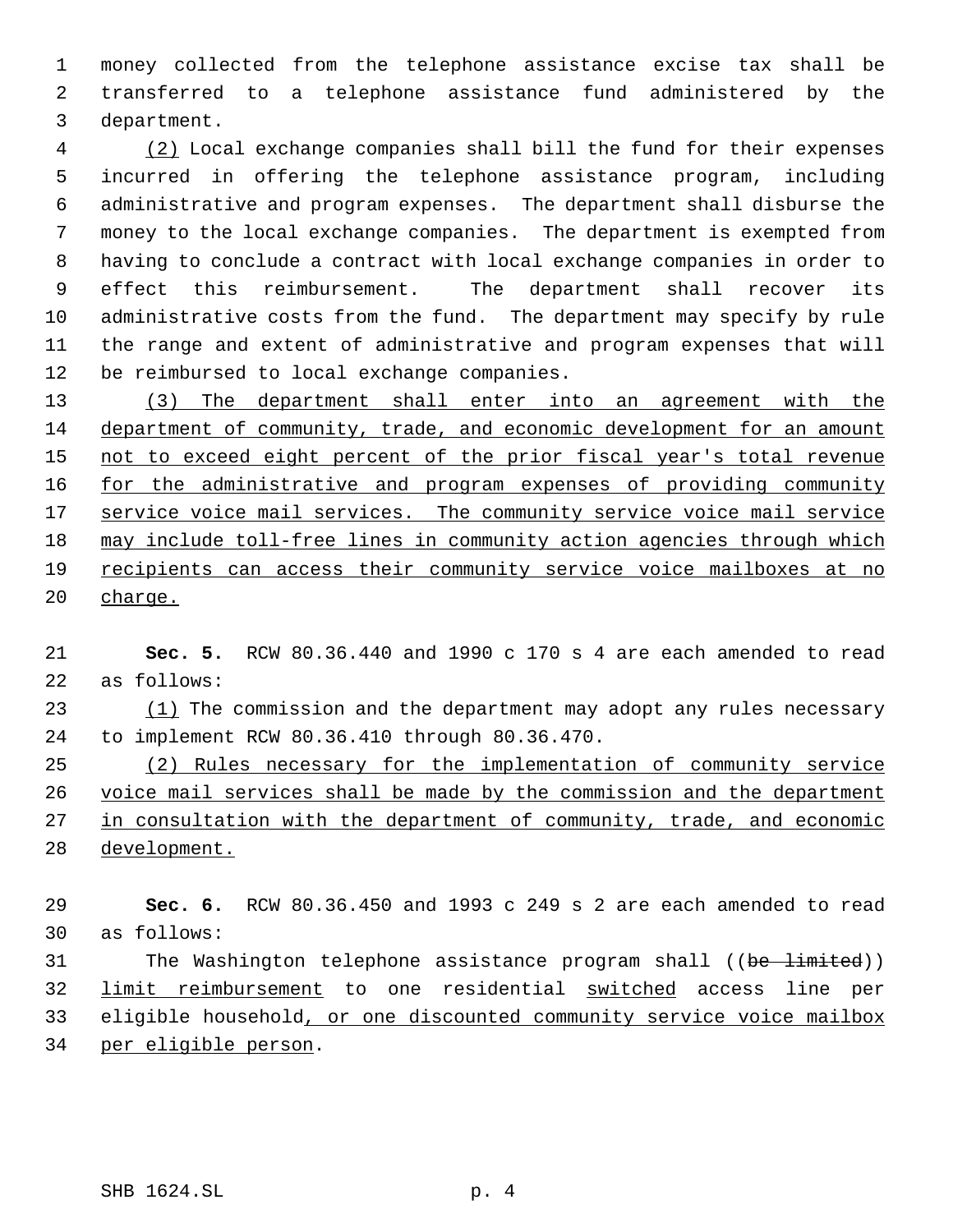money collected from the telephone assistance excise tax shall be transferred to a telephone assistance fund administered by the department.

(2) Local exchange companies shall bill the fund for their expenses incurred in offering the telephone assistance program, including administrative and program expenses. The department shall disburse the money to the local exchange companies. The department is exempted from having to conclude a contract with local exchange companies in order to effect this reimbursement. The department shall recover its administrative costs from the fund. The department may specify by rule the range and extent of administrative and program expenses that will be reimbursed to local exchange companies.

(3) The department shall enter into an agreement with the department of community, trade, and economic development for an amount not to exceed eight percent of the prior fiscal year's total revenue for the administrative and program expenses of providing community service voice mail services. The community service voice mail service may include toll-free lines in community action agencies through which recipients can access their community service voice mailboxes at no charge.

**Sec. 5.** RCW 80.36.440 and 1990 c 170 s 4 are each amended to read as follows:

(1) The commission and the department may adopt any rules necessary to implement RCW 80.36.410 through 80.36.470.

(2) Rules necessary for the implementation of community service voice mail services shall be made by the commission and the department in consultation with the department of community, trade, and economic development.

**Sec. 6.** RCW 80.36.450 and 1993 c 249 s 2 are each amended to read as follows:

The Washington telephone assistance program shall ((~~be limited~~)) limit reimbursement to one residential switched access line per eligible household, or one discounted community service voice mailbox per eligible person.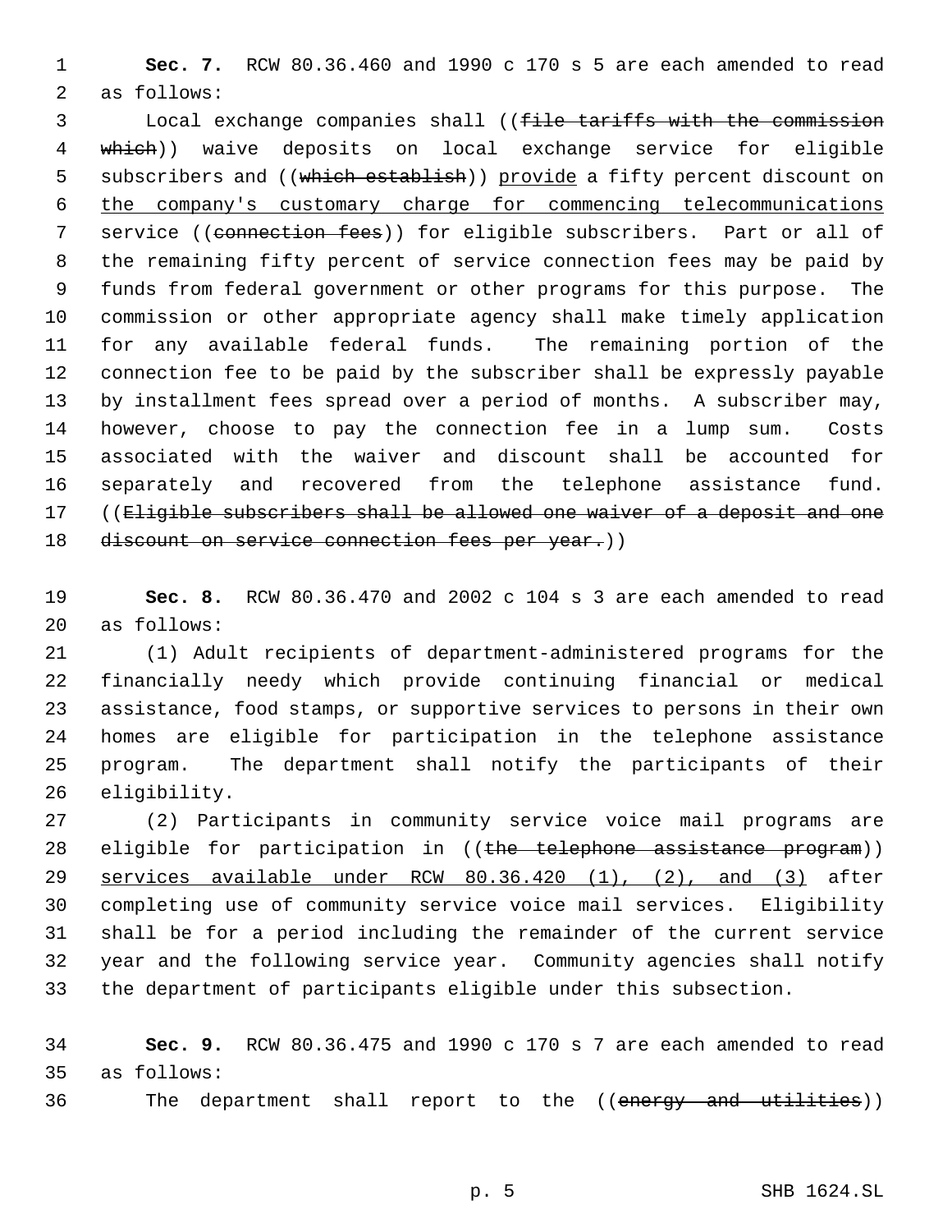**Sec. 7.** RCW 80.36.460 and 1990 c 170 s 5 are each amended to read as follows:

Local exchange companies shall ((~~file tariffs with the commission which~~)) waive deposits on local exchange service for eligible subscribers and ((~~which establish~~)) <u>provide</u> a fifty percent discount on <u>the company's customary charge for commencing telecommunications</u> service ((~~connection fees~~)) for eligible subscribers. Part or all of the remaining fifty percent of service connection fees may be paid by funds from federal government or other programs for this purpose. The commission or other appropriate agency shall make timely application for any available federal funds. The remaining portion of the connection fee to be paid by the subscriber shall be expressly payable by installment fees spread over a period of months. A subscriber may, however, choose to pay the connection fee in a lump sum. Costs associated with the waiver and discount shall be accounted for separately and recovered from the telephone assistance fund. ((~~Eligible subscribers shall be allowed one waiver of a deposit and one discount on service connection fees per year.~~))

**Sec. 8.** RCW 80.36.470 and 2002 c 104 s 3 are each amended to read as follows:

(1) Adult recipients of department-administered programs for the financially needy which provide continuing financial or medical assistance, food stamps, or supportive services to persons in their own homes are eligible for participation in the telephone assistance program. The department shall notify the participants of their eligibility.

(2) Participants in community service voice mail programs are eligible for participation in ((~~the telephone assistance program~~)) <u>services available under RCW 80.36.420 (1), (2), and (3)</u> after completing use of community service voice mail services. Eligibility shall be for a period including the remainder of the current service year and the following service year. Community agencies shall notify the department of participants eligible under this subsection.

**Sec. 9.** RCW 80.36.475 and 1990 c 170 s 7 are each amended to read as follows:

The department shall report to the ((~~energy and utilities~~))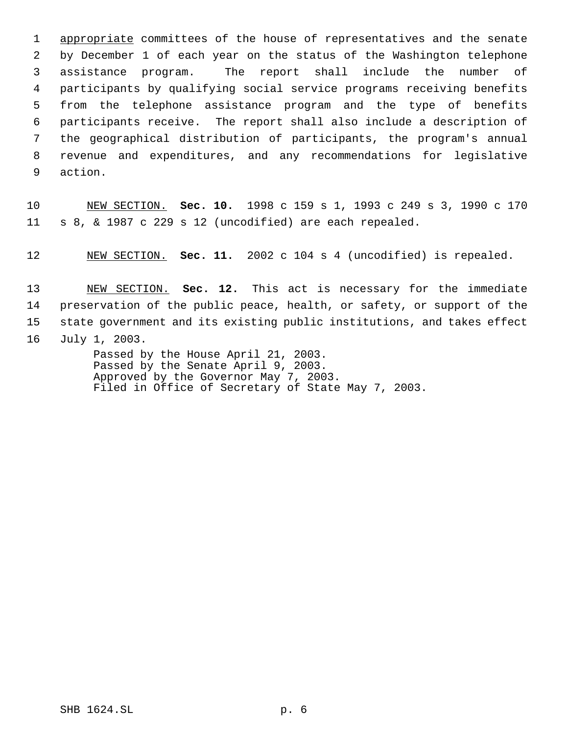appropriate committees of the house of representatives and the senate by December 1 of each year on the status of the Washington telephone assistance program. The report shall include the number of participants by qualifying social service programs receiving benefits from the telephone assistance program and the type of benefits participants receive. The report shall also include a description of the geographical distribution of participants, the program's annual revenue and expenditures, and any recommendations for legislative action.

NEW SECTION. **Sec. 10.** 1998 c 159 s 1, 1993 c 249 s 3, 1990 c 170 s 8, & 1987 c 229 s 12 (uncodified) are each repealed.

NEW SECTION. **Sec. 11.** 2002 c 104 s 4 (uncodified) is repealed.

NEW SECTION. **Sec. 12.** This act is necessary for the immediate preservation of the public peace, health, or safety, or support of the state government and its existing public institutions, and takes effect July 1, 2003.

Passed by the House April 21, 2003.
Passed by the Senate April 9, 2003.
Approved by the Governor May 7, 2003.
Filed in Office of Secretary of State May 7, 2003.